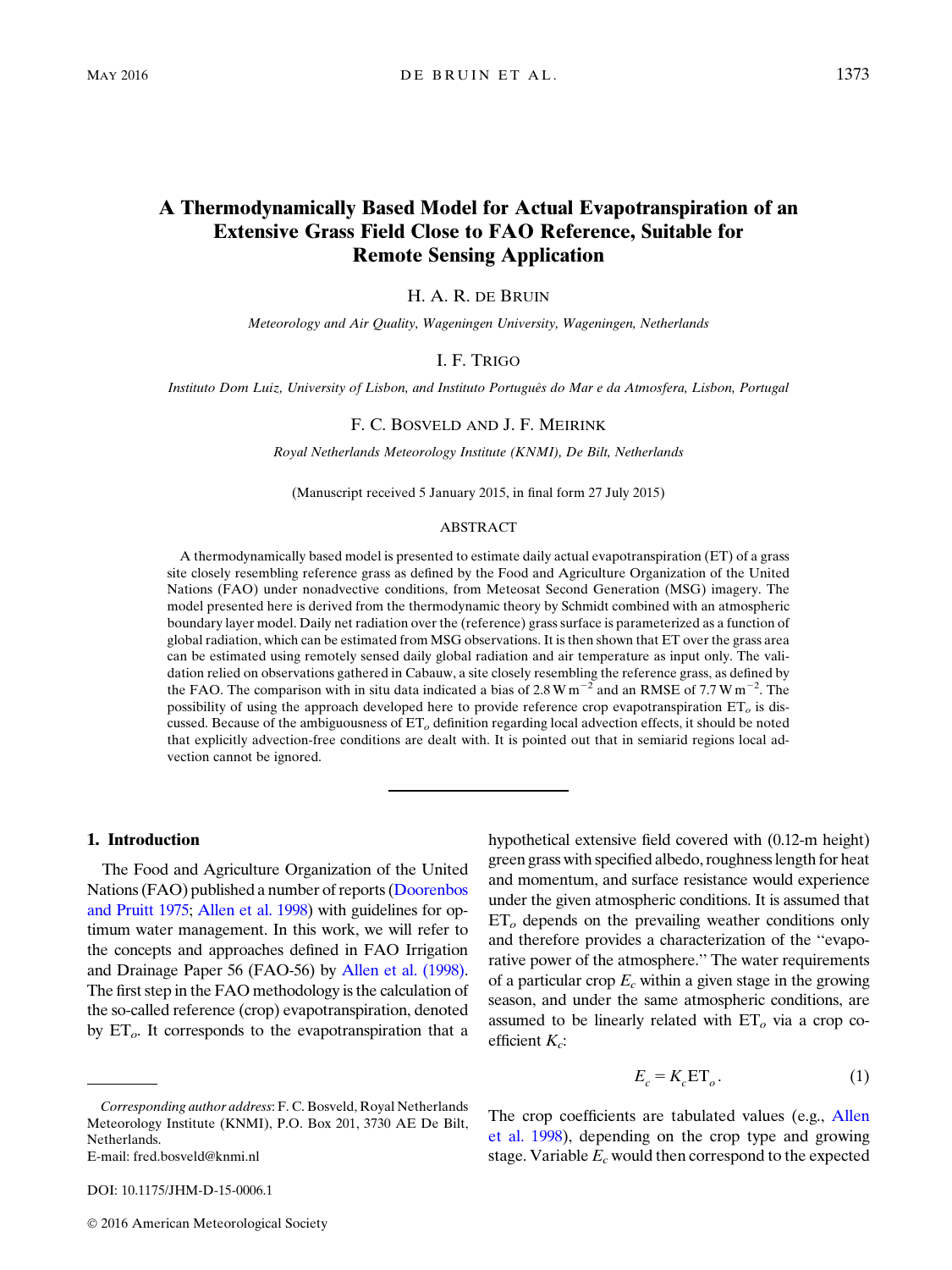# A Thermodynamically Based Model for Actual Evapotranspiration of an Extensive Grass Field Close to FAO Reference, Suitable for Remote Sensing Application

H. A. R. DE BRUIN

*Meteorology and Air Quality, Wageningen University, Wageningen, Netherlands*

I. F. TRIGO

*Instituto Dom Luiz, University of Lisbon, and Instituto Português do Mar e da Atmosfera, Lisbon, Portugal*

F. C. BOSVELD AND J. F. MEIRINK

*Royal Netherlands Meteorology Institute (KNMI), De Bilt, Netherlands*

(Manuscript received 5 January 2015, in final form 27 July 2015)

## ABSTRACT

A thermodynamically based model is presented to estimate daily actual evapotranspiration (ET) of a grass site closely resembling reference grass as defined by the Food and Agriculture Organization of the United Nations (FAO) under nonadvective conditions, from Meteosat Second Generation (MSG) imagery. The model presented here is derived from the thermodynamic theory by Schmidt combined with an atmospheric boundary layer model. Daily net radiation over the (reference) grass surface is parameterized as a function of global radiation, which can be estimated from MSG observations. It is then shown that ET over the grass area can be estimated using remotely sensed daily global radiation and air temperature as input only. The validation relied on observations gathered in Cabauw, a site closely resembling the reference grass, as defined by the FAO. The comparison with in situ data indicated a bias of 2.8 W m$^{-2}$ and an RMSE of 7.7 W m$^{-2}$. The possibility of using the approach developed here to provide reference crop evapotranspiration $ET_o$ is discussed. Because of the ambiguousness of $ET_o$ definition regarding local advection effects, it should be noted that explicitly advection-free conditions are dealt with. It is pointed out that in semiarid regions local advection cannot be ignored.

## 1. Introduction

The Food and Agriculture Organization of the United Nations (FAO) published a number of reports (Doorenbos and Pruitt 1975; Allen et al. 1998) with guidelines for optimum water management. In this work, we will refer to the concepts and approaches defined in FAO Irrigation and Drainage Paper 56 (FAO-56) by Allen et al. (1998). The first step in the FAO methodology is the calculation of the so-called reference (crop) evapotranspiration, denoted by $ET_o$. It corresponds to the evapotranspiration that a hypothetical extensive field covered with (0.12-m height) green grass with specified albedo, roughness length for heat and momentum, and surface resistance would experience under the given atmospheric conditions. It is assumed that $ET_o$ depends on the prevailing weather conditions only and therefore provides a characterization of the "evaporative power of the atmosphere." The water requirements of a particular crop $E_c$ within a given stage in the growing season, and under the same atmospheric conditions, are assumed to be linearly related with $ET_o$ via a crop coefficient $K_c$:

$$E_c = K_c ET_o. \tag{1}$$

The crop coefficients are tabulated values (e.g., Allen et al. 1998), depending on the crop type and growing stage. Variable $E_c$ would then correspond to the expected

*Corresponding author address*: F. C. Bosveld, Royal Netherlands Meteorology Institute (KNMI), P.O. Box 201, 3730 AE De Bilt, Netherlands.
E-mail: fred.bosveld@knmi.nl

DOI: 10.1175/JHM-D-15-0006.1

© 2016 American Meteorological Society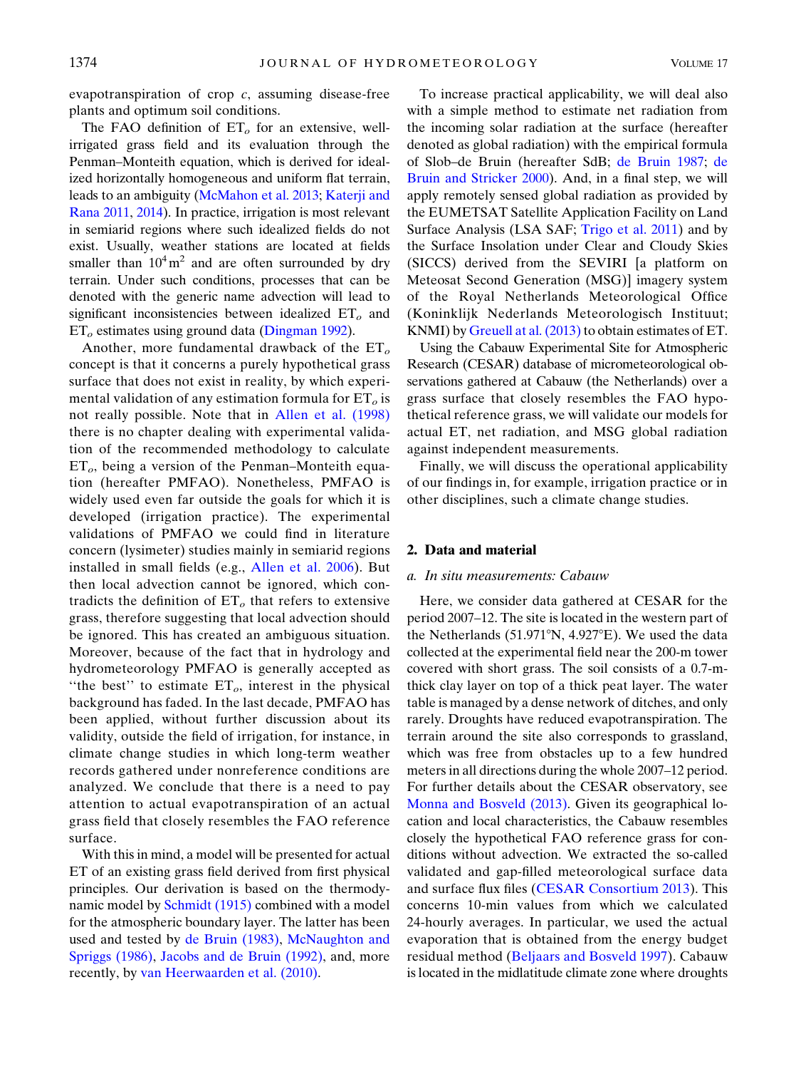evapotranspiration of crop *c*, assuming disease-free plants and optimum soil conditions.

The FAO definition of $ET_o$ for an extensive, well-irrigated grass field and its evaluation through the Penman–Monteith equation, which is derived for idealized horizontally homogeneous and uniform flat terrain, leads to an ambiguity (McMahon et al. 2013; Katerji and Rana 2011, 2014). In practice, irrigation is most relevant in semiarid regions where such idealized fields do not exist. Usually, weather stations are located at fields smaller than $10^4 m^2$ and are often surrounded by dry terrain. Under such conditions, processes that can be denoted with the generic name advection will lead to significant inconsistencies between idealized $ET_o$ and $ET_o$ estimates using ground data (Dingman 1992).

Another, more fundamental drawback of the $ET_o$ concept is that it concerns a purely hypothetical grass surface that does not exist in reality, by which experimental validation of any estimation formula for $ET_o$ is not really possible. Note that in Allen et al. (1998) there is no chapter dealing with experimental validation of the recommended methodology to calculate $ET_o$, being a version of the Penman–Monteith equation (hereafter PMFAO). Nonetheless, PMFAO is widely used even far outside the goals for which it is developed (irrigation practice). The experimental validations of PMFAO we could find in literature concern (lysimeter) studies mainly in semiarid regions installed in small fields (e.g., Allen et al. 2006). But then local advection cannot be ignored, which contradicts the definition of $ET_o$ that refers to extensive grass, therefore suggesting that local advection should be ignored. This has created an ambiguous situation. Moreover, because of the fact that in hydrology and hydrometeorology PMFAO is generally accepted as ''the best'' to estimate $ET_o$, interest in the physical background has faded. In the last decade, PMFAO has been applied, without further discussion about its validity, outside the field of irrigation, for instance, in climate change studies in which long-term weather records gathered under nonreference conditions are analyzed. We conclude that there is a need to pay attention to actual evapotranspiration of an actual grass field that closely resembles the FAO reference surface.

With this in mind, a model will be presented for actual ET of an existing grass field derived from first physical principles. Our derivation is based on the thermodynamic model by Schmidt (1915) combined with a model for the atmospheric boundary layer. The latter has been used and tested by de Bruin (1983), McNaughton and Spriggs (1986), Jacobs and de Bruin (1992), and, more recently, by van Heerwaarden et al. (2010).

To increase practical applicability, we will deal also with a simple method to estimate net radiation from the incoming solar radiation at the surface (hereafter denoted as global radiation) with the empirical formula of Slob–de Bruin (hereafter SdB; de Bruin 1987; de Bruin and Stricker 2000). And, in a final step, we will apply remotely sensed global radiation as provided by the EUMETSAT Satellite Application Facility on Land Surface Analysis (LSA SAF; Trigo et al. 2011) and by the Surface Insolation under Clear and Cloudy Skies (SICCS) derived from the SEVIRI [a platform on Meteosat Second Generation (MSG)] imagery system of the Royal Netherlands Meteorological Office (Koninklijk Nederlands Meteorologisch Instituut; KNMI) by Greuell at al. (2013) to obtain estimates of ET.

Using the Cabauw Experimental Site for Atmospheric Research (CESAR) database of micrometeorological observations gathered at Cabauw (the Netherlands) over a grass surface that closely resembles the FAO hypothetical reference grass, we will validate our models for actual ET, net radiation, and MSG global radiation against independent measurements.

Finally, we will discuss the operational applicability of our findings in, for example, irrigation practice or in other disciplines, such a climate change studies.

## 2. Data and material

### a. In situ measurements: Cabauw

Here, we consider data gathered at CESAR for the period 2007–12. The site is located in the western part of the Netherlands (51.971°N, 4.927°E). We used the data collected at the experimental field near the 200-m tower covered with short grass. The soil consists of a 0.7-m-thick clay layer on top of a thick peat layer. The water table is managed by a dense network of ditches, and only rarely. Droughts have reduced evapotranspiration. The terrain around the site also corresponds to grassland, which was free from obstacles up to a few hundred meters in all directions during the whole 2007–12 period. For further details about the CESAR observatory, see Monna and Bosveld (2013). Given its geographical location and local characteristics, the Cabauw resembles closely the hypothetical FAO reference grass for conditions without advection. We extracted the so-called validated and gap-filled meteorological surface data and surface flux files (CESAR Consortium 2013). This concerns 10-min values from which we calculated 24-hourly averages. In particular, we used the actual evaporation that is obtained from the energy budget residual method (Beljaars and Bosveld 1997). Cabauw is located in the midlatitude climate zone where droughts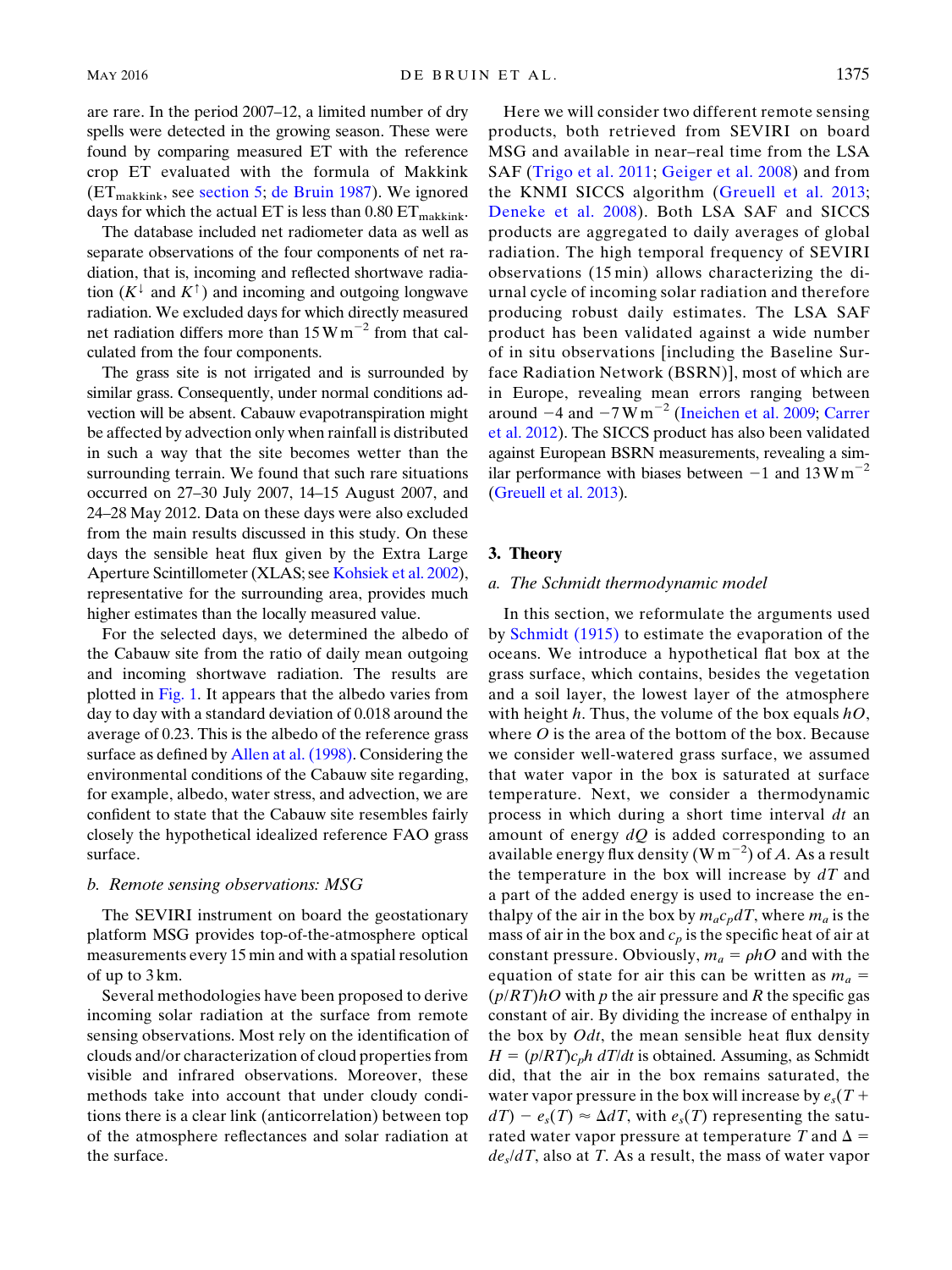are rare. In the period 2007–12, a limited number of dry spells were detected in the growing season. These were found by comparing measured ET with the reference crop ET evaluated with the formula of Makkink ($ET_{makkink}$, see section 5; de Bruin 1987). We ignored days for which the actual ET is less than 0.80 $ET_{makkink}$.

The database included net radiometer data as well as separate observations of the four components of net radiation, that is, incoming and reflected shortwave radiation ($K^{\downarrow}$ and $K^{\uparrow}$) and incoming and outgoing longwave radiation. We excluded days for which directly measured net radiation differs more than 15 W m$^{-2}$ from that calculated from the four components.

The grass site is not irrigated and is surrounded by similar grass. Consequently, under normal conditions advection will be absent. Cabauw evapotranspiration might be affected by advection only when rainfall is distributed in such a way that the site becomes wetter than the surrounding terrain. We found that such rare situations occurred on 27–30 July 2007, 14–15 August 2007, and 24–28 May 2012. Data on these days were also excluded from the main results discussed in this study. On these days the sensible heat flux given by the Extra Large Aperture Scintillometer (XLAS; see Kohsiek et al. 2002), representative for the surrounding area, provides much higher estimates than the locally measured value.

For the selected days, we determined the albedo of the Cabauw site from the ratio of daily mean outgoing and incoming shortwave radiation. The results are plotted in Fig. 1. It appears that the albedo varies from day to day with a standard deviation of 0.018 around the average of 0.23. This is the albedo of the reference grass surface as defined by Allen at al. (1998). Considering the environmental conditions of the Cabauw site regarding, for example, albedo, water stress, and advection, we are confident to state that the Cabauw site resembles fairly closely the hypothetical idealized reference FAO grass surface.

### b. Remote sensing observations: MSG

The SEVIRI instrument on board the geostationary platform MSG provides top-of-the-atmosphere optical measurements every 15 min and with a spatial resolution of up to 3 km.

Several methodologies have been proposed to derive incoming solar radiation at the surface from remote sensing observations. Most rely on the identification of clouds and/or characterization of cloud properties from visible and infrared observations. Moreover, these methods take into account that under cloudy conditions there is a clear link (anticorrelation) between top of the atmosphere reflectances and solar radiation at the surface.

Here we will consider two different remote sensing products, both retrieved from SEVIRI on board MSG and available in near–real time from the LSA SAF (Trigo et al. 2011; Geiger et al. 2008) and from the KNMI SICCS algorithm (Greuell et al. 2013; Deneke et al. 2008). Both LSA SAF and SICCS products are aggregated to daily averages of global radiation. The high temporal frequency of SEVIRI observations (15 min) allows characterizing the diurnal cycle of incoming solar radiation and therefore producing robust daily estimates. The LSA SAF product has been validated against a wide number of in situ observations [including the Baseline Surface Radiation Network (BSRN)], most of which are in Europe, revealing mean errors ranging between around −4 and −7 W m$^{-2}$ (Ineichen et al. 2009; Carrer et al. 2012). The SICCS product has also been validated against European BSRN measurements, revealing a similar performance with biases between −1 and 13 W m$^{-2}$ (Greuell et al. 2013).

## 3. Theory

### a. The Schmidt thermodynamic model

In this section, we reformulate the arguments used by Schmidt (1915) to estimate the evaporation of the oceans. We introduce a hypothetical flat box at the grass surface, which contains, besides the vegetation and a soil layer, the lowest layer of the atmosphere with height $h$. Thus, the volume of the box equals $hO$, where $O$ is the area of the bottom of the box. Because we consider well-watered grass surface, we assumed that water vapor in the box is saturated at surface temperature. Next, we consider a thermodynamic process in which during a short time interval $dt$ an amount of energy $dQ$ is added corresponding to an available energy flux density (W m$^{-2}$) of $A$. As a result the temperature in the box will increase by $dT$ and a part of the added energy is used to increase the enthalpy of the air in the box by $m_a c_p dT$, where $m_a$ is the mass of air in the box and $c_p$ is the specific heat of air at constant pressure. Obviously, $m_a = \rho hO$ and with the equation of state for air this can be written as $m_a = (p/RT)hO$ with $p$ the air pressure and $R$ the specific gas constant of air. By dividing the increase of enthalpy in the box by $Odt$, the mean sensible heat flux density $H = (p/RT)c_p h\, dT/dt$ is obtained. Assuming, as Schmidt did, that the air in the box remains saturated, the water vapor pressure in the box will increase by $e_s(T + dT) - e_s(T) \approx \Delta dT$, with $e_s(T)$ representing the saturated water vapor pressure at temperature $T$ and $\Delta = de_s/dT$, also at $T$. As a result, the mass of water vapor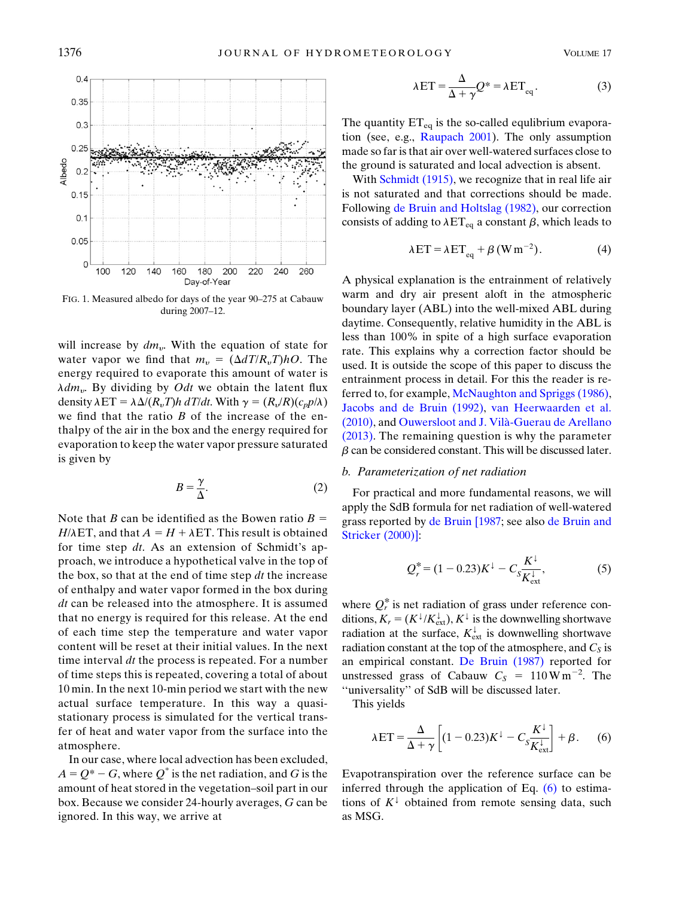FIG. 1. Measured albedo for days of the year 90–275 at Cabauw during 2007–12.

will increase by $dm_v$. With the equation of state for water vapor we find that $m_v = (\Delta dT/R_vT)hO$. The energy required to evaporate this amount of water is $\lambda dm_v$. By dividing by $Odt$ we obtain the latent flux density $\lambda\mathrm{ET} = \lambda\Delta/(R_vT)h\,dT/dt$. With $\gamma = (R_v/R)(c_Pp/\lambda)$ we find that the ratio $B$ of the increase of the enthalpy of the air in the box and the energy required for evaporation to keep the water vapor pressure saturated is given by

$$B = \frac{\gamma}{\Delta}. \tag{2}$$

Note that $B$ can be identified as the Bowen ratio $B = H/\lambda\mathrm{ET}$, and that $A = H + \lambda\mathrm{ET}$. This result is obtained for time step $dt$. As an extension of Schmidt's approach, we introduce a hypothetical valve in the top of the box, so that at the end of time step $dt$ the increase of enthalpy and water vapor formed in the box during $dt$ can be released into the atmosphere. It is assumed that no energy is required for this release. At the end of each time step the temperature and water vapor content will be reset at their initial values. In the next time interval $dt$ the process is repeated. For a number of time steps this is repeated, covering a total of about 10 min. In the next 10-min period we start with the new actual surface temperature. In this way a quasi-stationary process is simulated for the vertical transfer of heat and water vapor from the surface into the atmosphere.

In our case, where local advection has been excluded, $A = Q^* - G$, where $Q^*$ is the net radiation, and $G$ is the amount of heat stored in the vegetation–soil part in our box. Because we consider 24-hourly averages, $G$ can be ignored. In this way, we arrive at

$$\lambda\mathrm{ET} = \frac{\Delta}{\Delta + \gamma}Q^* = \lambda\mathrm{ET}_{\mathrm{eq}}. \tag{3}$$

The quantity $\mathrm{ET}_{\mathrm{eq}}$ is the so-called equlibrium evaporation (see, e.g., Raupach 2001). The only assumption made so far is that air over well-watered surfaces close to the ground is saturated and local advection is absent.

With Schmidt (1915), we recognize that in real life air is not saturated and that corrections should be made. Following de Bruin and Holtslag (1982), our correction consists of adding to $\lambda\mathrm{ET}_{\mathrm{eq}}$ a constant $\beta$, which leads to

$$\lambda\mathrm{ET} = \lambda\mathrm{ET}_{\mathrm{eq}} + \beta\,(\mathrm{W\,m^{-2}}). \tag{4}$$

A physical explanation is the entrainment of relatively warm and dry air present aloft in the atmospheric boundary layer (ABL) into the well-mixed ABL during daytime. Consequently, relative humidity in the ABL is less than 100% in spite of a high surface evaporation rate. This explains why a correction factor should be used. It is outside the scope of this paper to discuss the entrainment process in detail. For this the reader is referred to, for example, McNaughton and Spriggs (1986), Jacobs and de Bruin (1992), van Heerwaarden et al. (2010), and Ouwersloot and J. Vilà-Guerau de Arellano (2013). The remaining question is why the parameter $\beta$ can be considered constant. This will be discussed later.

### b. *Parameterization of net radiation*

For practical and more fundamental reasons, we will apply the SdB formula for net radiation of well-watered grass reported by de Bruin [1987; see also de Bruin and Stricker (2000)]:

$$Q_r^* = (1 - 0.23)K^{\downarrow} - C_S\frac{K^{\downarrow}}{K_{\mathrm{ext}}^{\downarrow}}, \tag{5}$$

where $Q_r^*$ is net radiation of grass under reference conditions, $K_r = (K^{\downarrow}/K_{\mathrm{ext}}^{\downarrow})$, $K^{\downarrow}$ is the downwelling shortwave radiation at the surface, $K_{\mathrm{ext}}^{\downarrow}$ is downwelling shortwave radiation constant at the top of the atmosphere, and $C_S$ is an empirical constant. De Bruin (1987) reported for unstressed grass of Cabauw $C_S = 110\,\mathrm{W\,m^{-2}}$. The "universality" of SdB will be discussed later.

This yields

$$\lambda\mathrm{ET} = \frac{\Delta}{\Delta + \gamma}\left[(1 - 0.23)K^{\downarrow} - C_S\frac{K^{\downarrow}}{K_{\mathrm{ext}}^{\downarrow}}\right] + \beta. \tag{6}$$

Evapotranspiration over the reference surface can be inferred through the application of Eq. (6) to estimations of $K^{\downarrow}$ obtained from remote sensing data, such as MSG.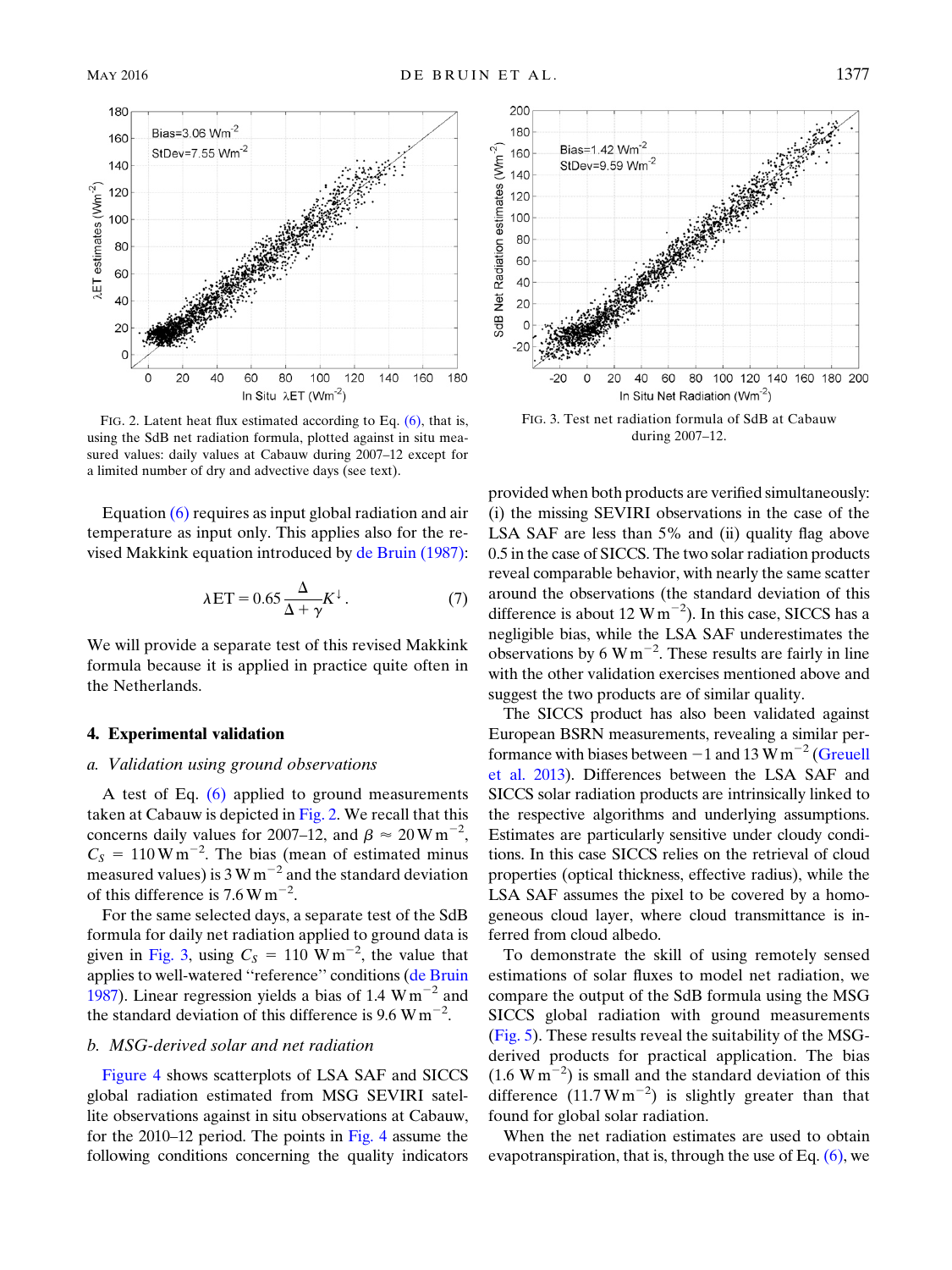FIG. 2. Latent heat flux estimated according to Eq. (6), that is, using the SdB net radiation formula, plotted against in situ measured values: daily values at Cabauw during 2007–12 except for a limited number of dry and advective days (see text).

FIG. 3. Test net radiation formula of SdB at Cabauw during 2007–12.

Equation (6) requires as input global radiation and air temperature as input only. This applies also for the revised Makkink equation introduced by de Bruin (1987):

$$\lambda \mathrm{ET} = 0.65\frac{\Delta}{\Delta + \gamma}K^{\downarrow}. \tag{7}$$

We will provide a separate test of this revised Makkink formula because it is applied in practice quite often in the Netherlands.

## 4. Experimental validation

### a. Validation using ground observations

A test of Eq. (6) applied to ground measurements taken at Cabauw is depicted in Fig. 2. We recall that this concerns daily values for 2007–12, and $\beta \approx 20\,\mathrm{W\,m^{-2}}$, $C_S = 110\,\mathrm{W\,m^{-2}}$. The bias (mean of estimated minus measured values) is $3\,\mathrm{W\,m^{-2}}$ and the standard deviation of this difference is $7.6\,\mathrm{W\,m^{-2}}$.

For the same selected days, a separate test of the SdB formula for daily net radiation applied to ground data is given in Fig. 3, using $C_S = 110\,\mathrm{W\,m^{-2}}$, the value that applies to well-watered "reference" conditions (de Bruin 1987). Linear regression yields a bias of $1.4\,\mathrm{W\,m^{-2}}$ and the standard deviation of this difference is $9.6\,\mathrm{W\,m^{-2}}$.

### b. MSG-derived solar and net radiation

Figure 4 shows scatterplots of LSA SAF and SICCS global radiation estimated from MSG SEVIRI satellite observations against in situ observations at Cabauw, for the 2010–12 period. The points in Fig. 4 assume the following conditions concerning the quality indicators provided when both products are verified simultaneously: (i) the missing SEVIRI observations in the case of the LSA SAF are less than 5% and (ii) quality flag above 0.5 in the case of SICCS. The two solar radiation products reveal comparable behavior, with nearly the same scatter around the observations (the standard deviation of this difference is about $12\,\mathrm{W\,m^{-2}}$). In this case, SICCS has a negligible bias, while the LSA SAF underestimates the observations by $6\,\mathrm{W\,m^{-2}}$. These results are fairly in line with the other validation exercises mentioned above and suggest the two products are of similar quality.

The SICCS product has also been validated against European BSRN measurements, revealing a similar performance with biases between −1 and $13\,\mathrm{W\,m^{-2}}$ (Greuell et al. 2013). Differences between the LSA SAF and SICCS solar radiation products are intrinsically linked to the respective algorithms and underlying assumptions. Estimates are particularly sensitive under cloudy conditions. In this case SICCS relies on the retrieval of cloud properties (optical thickness, effective radius), while the LSA SAF assumes the pixel to be covered by a homogeneous cloud layer, where cloud transmittance is inferred from cloud albedo.

To demonstrate the skill of using remotely sensed estimations of solar fluxes to model net radiation, we compare the output of the SdB formula using the MSG SICCS global radiation with ground measurements (Fig. 5). These results reveal the suitability of the MSG-derived products for practical application. The bias ($1.6\,\mathrm{W\,m^{-2}}$) is small and the standard deviation of this difference ($11.7\,\mathrm{W\,m^{-2}}$) is slightly greater than that found for global solar radiation.

When the net radiation estimates are used to obtain evapotranspiration, that is, through the use of Eq. (6), we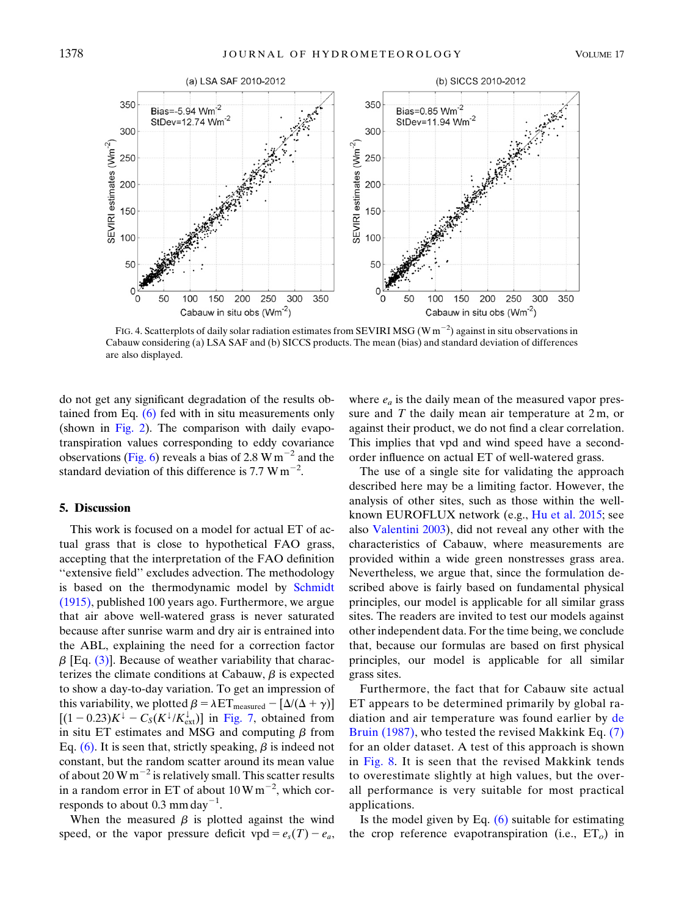FIG. 4. Scatterplots of daily solar radiation estimates from SEVIRI MSG ($\mathrm{W\,m^{-2}}$) against in situ observations in Cabauw considering (a) LSA SAF and (b) SICCS products. The mean (bias) and standard deviation of differences are also displayed.

do not get any significant degradation of the results obtained from Eq. (6) fed with in situ measurements only (shown in Fig. 2). The comparison with daily evapotranspiration values corresponding to eddy covariance observations (Fig. 6) reveals a bias of 2.8 $\mathrm{W\,m^{-2}}$ and the standard deviation of this difference is 7.7 $\mathrm{W\,m^{-2}}$.

## 5. Discussion

This work is focused on a model for actual ET of actual grass that is close to hypothetical FAO grass, accepting that the interpretation of the FAO definition ''extensive field'' excludes advection. The methodology is based on the thermodynamic model by Schmidt (1915), published 100 years ago. Furthermore, we argue that air above well-watered grass is never saturated because after sunrise warm and dry air is entrained into the ABL, explaining the need for a correction factor $\beta$ [Eq. (3)]. Because of weather variability that characterizes the climate conditions at Cabauw, $\beta$ is expected to show a day-to-day variation. To get an impression of this variability, we plotted $\beta = \lambda \mathrm{ET}_{\mathrm{measured}} - [\Delta/(\Delta + \gamma)][(1 - 0.23)K^{\downarrow} - C_S(K^{\downarrow}/K^{\downarrow}_{\mathrm{ext}})]$ in Fig. 7, obtained from in situ ET estimates and MSG and computing $\beta$ from Eq. (6). It is seen that, strictly speaking, $\beta$ is indeed not constant, but the random scatter around its mean value of about 20 $\mathrm{W\,m^{-2}}$ is relatively small. This scatter results in a random error in ET of about 10 $\mathrm{W\,m^{-2}}$, which corresponds to about 0.3 $\mathrm{mm\,day^{-1}}$.

When the measured $\beta$ is plotted against the wind speed, or the vapor pressure deficit vpd $= e_s(T) - e_a$, where $e_a$ is the daily mean of the measured vapor pressure and $T$ the daily mean air temperature at 2 m, or against their product, we do not find a clear correlation. This implies that vpd and wind speed have a second-order influence on actual ET of well-watered grass.

The use of a single site for validating the approach described here may be a limiting factor. However, the analysis of other sites, such as those within the well-known EUROFLUX network (e.g., Hu et al. 2015; see also Valentini 2003), did not reveal any other with the characteristics of Cabauw, where measurements are provided within a wide green nonstresses grass area. Nevertheless, we argue that, since the formulation described above is fairly based on fundamental physical principles, our model is applicable for all similar grass sites. The readers are invited to test our models against other independent data. For the time being, we conclude that, because our formulas are based on first physical principles, our model is applicable for all similar grass sites.

Furthermore, the fact that for Cabauw site actual ET appears to be determined primarily by global radiation and air temperature was found earlier by de Bruin (1987), who tested the revised Makkink Eq. (7) for an older dataset. A test of this approach is shown in Fig. 8. It is seen that the revised Makkink tends to overestimate slightly at high values, but the overall performance is very suitable for most practical applications.

Is the model given by Eq. (6) suitable for estimating the crop reference evapotranspiration (i.e., $\mathrm{ET}_o$) in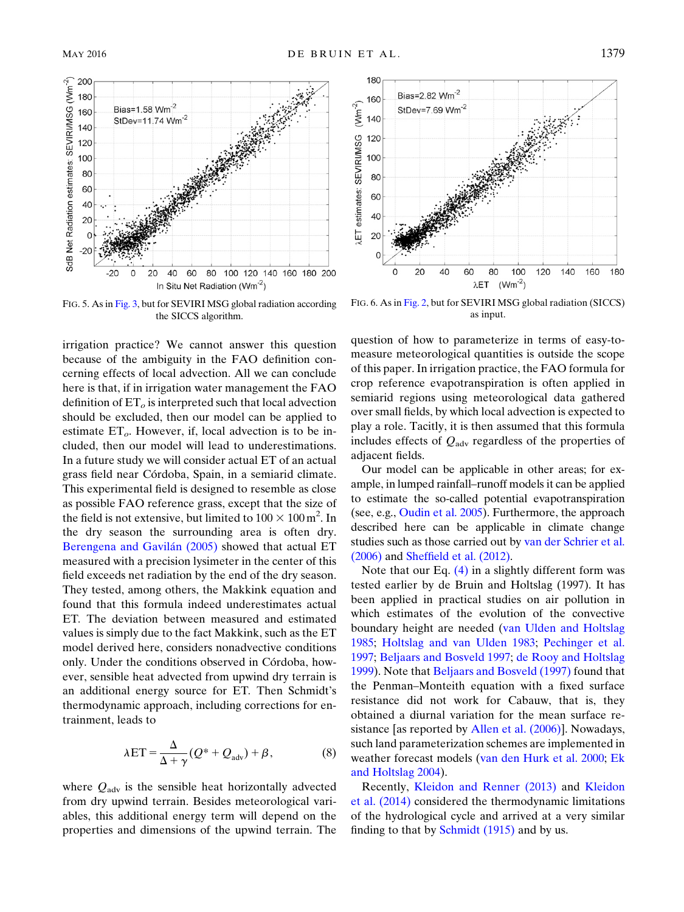FIG. 5. As in Fig. 3, but for SEVIRI MSG global radiation according the SICCS algorithm.

FIG. 6. As in Fig. 2, but for SEVIRI MSG global radiation (SICCS) as input.

irrigation practice? We cannot answer this question because of the ambiguity in the FAO definition concerning effects of local advection. All we can conclude here is that, if in irrigation water management the FAO definition of $ET_o$ is interpreted such that local advection should be excluded, then our model can be applied to estimate $ET_o$. However, if, local advection is to be included, then our model will lead to underestimations. In a future study we will consider actual ET of an actual grass field near Córdoba, Spain, in a semiarid climate. This experimental field is designed to resemble as close as possible FAO reference grass, except that the size of the field is not extensive, but limited to $100 \times 100\,\mathrm{m}^2$. In the dry season the surrounding area is often dry. Berengena and Gavilán (2005) showed that actual ET measured with a precision lysimeter in the center of this field exceeds net radiation by the end of the dry season. They tested, among others, the Makkink equation and found that this formula indeed underestimates actual ET. The deviation between measured and estimated values is simply due to the fact Makkink, such as the ET model derived here, considers nonadvective conditions only. Under the conditions observed in Córdoba, however, sensible heat advected from upwind dry terrain is an additional energy source for ET. Then Schmidt's thermodynamic approach, including corrections for entrainment, leads to

$$\lambda \mathrm{ET} = \frac{\Delta}{\Delta + \gamma}(Q^* + Q_{\mathrm{adv}}) + \beta, \tag{8}$$

where $Q_{\mathrm{adv}}$ is the sensible heat horizontally advected from dry upwind terrain. Besides meteorological variables, this additional energy term will depend on the properties and dimensions of the upwind terrain. The question of how to parameterize in terms of easy-to-measure meteorological quantities is outside the scope of this paper. In irrigation practice, the FAO formula for crop reference evapotranspiration is often applied in semiarid regions using meteorological data gathered over small fields, by which local advection is expected to play a role. Tacitly, it is then assumed that this formula includes effects of $Q_{\mathrm{adv}}$ regardless of the properties of adjacent fields.

Our model can be applicable in other areas; for example, in lumped rainfall–runoff models it can be applied to estimate the so-called potential evapotranspiration (see, e.g., Oudin et al. 2005). Furthermore, the approach described here can be applicable in climate change studies such as those carried out by van der Schrier et al. (2006) and Sheffield et al. (2012).

Note that our Eq. (4) in a slightly different form was tested earlier by de Bruin and Holtslag (1997). It has been applied in practical studies on air pollution in which estimates of the evolution of the convective boundary height are needed (van Ulden and Holtslag 1985; Holtslag and van Ulden 1983; Pechinger et al. 1997; Beljaars and Bosveld 1997; de Rooy and Holtslag 1999). Note that Beljaars and Bosveld (1997) found that the Penman–Monteith equation with a fixed surface resistance did not work for Cabauw, that is, they obtained a diurnal variation for the mean surface resistance [as reported by Allen et al. (2006)]. Nowadays, such land parameterization schemes are implemented in weather forecast models (van den Hurk et al. 2000; Ek and Holtslag 2004).

Recently, Kleidon and Renner (2013) and Kleidon et al. (2014) considered the thermodynamic limitations of the hydrological cycle and arrived at a very similar finding to that by Schmidt (1915) and by us.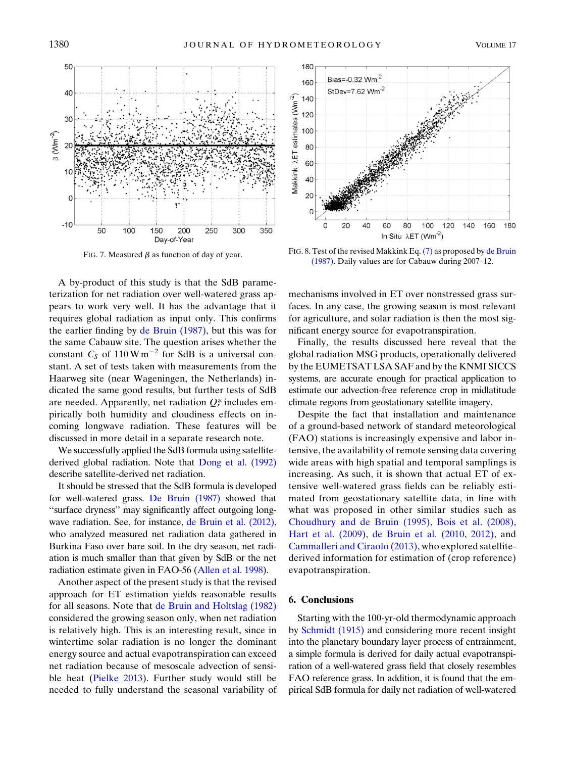FIG. 7. Measured $\beta$ as function of day of year.

FIG. 8. Test of the revised Makkink Eq. (7) as proposed by de Bruin (1987). Daily values are for Cabauw during 2007–12.

A by-product of this study is that the SdB parameterization for net radiation over well-watered grass appears to work very well. It has the advantage that it requires global radiation as input only. This confirms the earlier finding by de Bruin (1987), but this was for the same Cabauw site. The question arises whether the constant $C_S$ of 110 W m$^{-2}$ for SdB is a universal constant. A set of tests taken with measurements from the Haarweg site (near Wageningen, the Netherlands) indicated the same good results, but further tests of SdB are needed. Apparently, net radiation $Q_i^*$ includes empirically both humidity and cloudiness effects on incoming longwave radiation. These features will be discussed in more detail in a separate research note.

We successfully applied the SdB formula using satellite-derived global radiation. Note that Dong et al. (1992) describe satellite-derived net radiation.

It should be stressed that the SdB formula is developed for well-watered grass. De Bruin (1987) showed that "surface dryness" may significantly affect outgoing longwave radiation. See, for instance, de Bruin et al. (2012), who analyzed measured net radiation data gathered in Burkina Faso over bare soil. In the dry season, net radiation is much smaller than that given by SdB or the net radiation estimate given in FAO-56 (Allen et al. 1998).

Another aspect of the present study is that the revised approach for ET estimation yields reasonable results for all seasons. Note that de Bruin and Holtslag (1982) considered the growing season only, when net radiation is relatively high. This is an interesting result, since in wintertime solar radiation is no longer the dominant energy source and actual evapotranspiration can exceed net radiation because of mesoscale advection of sensible heat (Pielke 2013). Further study would still be needed to fully understand the seasonal variability of mechanisms involved in ET over nonstressed grass surfaces. In any case, the growing season is most relevant for agriculture, and solar radiation is then the most significant energy source for evapotranspiration.

Finally, the results discussed here reveal that the global radiation MSG products, operationally delivered by the EUMETSAT LSA SAF and by the KNMI SICCS systems, are accurate enough for practical application to estimate our advection-free reference crop in midlatitude climate regions from geostationary satellite imagery.

Despite the fact that installation and maintenance of a ground-based network of standard meteorological (FAO) stations is increasingly expensive and labor intensive, the availability of remote sensing data covering wide areas with high spatial and temporal samplings is increasing. As such, it is shown that actual ET of extensive well-watered grass fields can be reliably estimated from geostationary satellite data, in line with what was proposed in other similar studies such as Choudhury and de Bruin (1995), Bois et al. (2008), Hart et al. (2009), de Bruin et al. (2010, 2012), and Cammalleri and Ciraolo (2013), who explored satellite-derived information for estimation of (crop reference) evapotranspiration.

## 6. Conclusions

Starting with the 100-yr-old thermodynamic approach by Schmidt (1915) and considering more recent insight into the planetary boundary layer process of entrainment, a simple formula is derived for daily actual evapotranspiration of a well-watered grass field that closely resembles FAO reference grass. In addition, it is found that the empirical SdB formula for daily net radiation of well-watered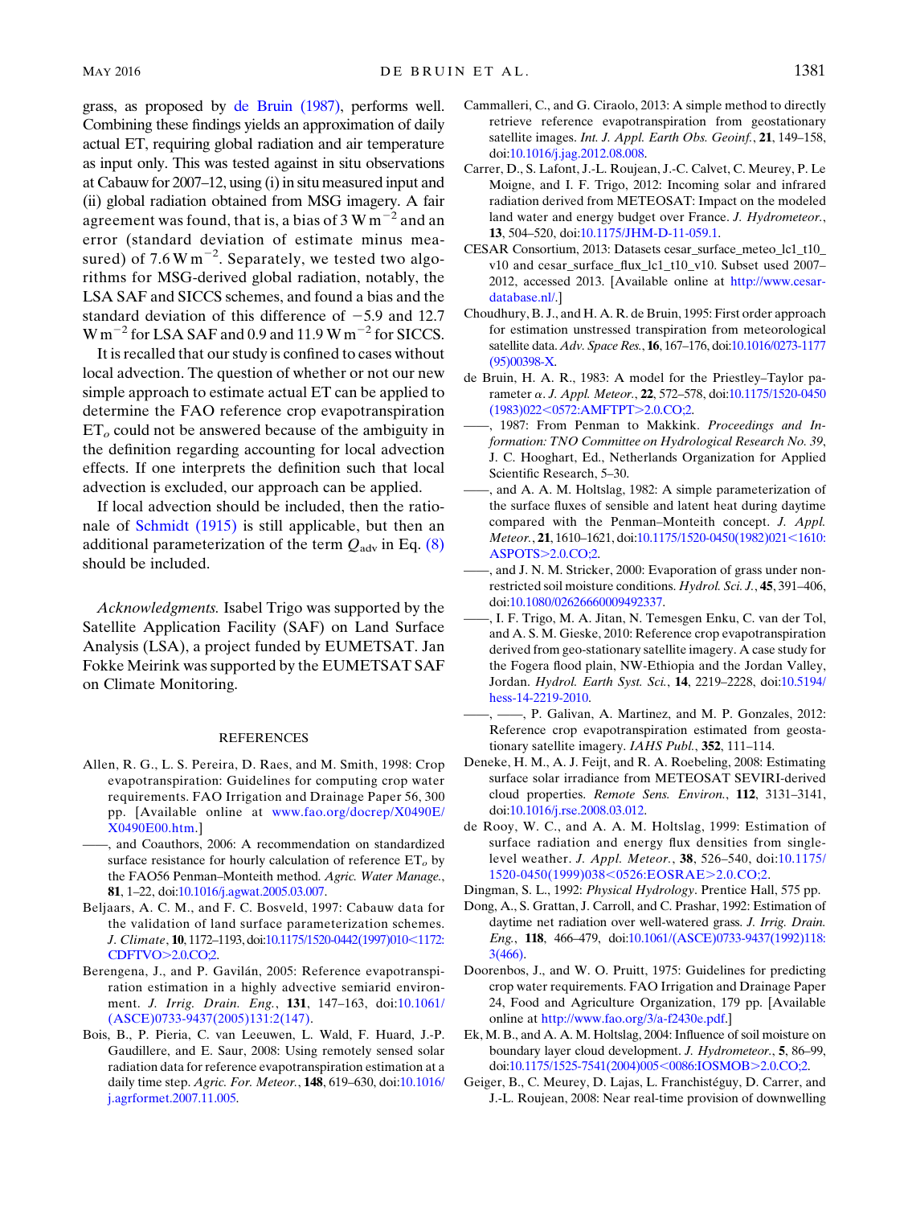grass, as proposed by de Bruin (1987), performs well. Combining these findings yields an approximation of daily actual ET, requiring global radiation and air temperature as input only. This was tested against in situ observations at Cabauw for 2007–12, using (i) in situ measured input and (ii) global radiation obtained from MSG imagery. A fair agreement was found, that is, a bias of 3 $\mathrm{W\,m^{-2}}$ and an error (standard deviation of estimate minus measured) of 7.6 $\mathrm{W\,m^{-2}}$. Separately, we tested two algorithms for MSG-derived global radiation, notably, the LSA SAF and SICCS schemes, and found a bias and the standard deviation of this difference of −5.9 and 12.7 $\mathrm{W\,m^{-2}}$ for LSA SAF and 0.9 and 11.9 $\mathrm{W\,m^{-2}}$ for SICCS.

It is recalled that our study is confined to cases without local advection. The question of whether or not our new simple approach to estimate actual ET can be applied to determine the FAO reference crop evapotranspiration $\mathrm{ET}_o$ could not be answered because of the ambiguity in the definition regarding accounting for local advection effects. If one interprets the definition such that local advection is excluded, our approach can be applied.

If local advection should be included, then the rationale of Schmidt (1915) is still applicable, but then an additional parameterization of the term $Q_{\mathrm{adv}}$ in Eq. (8) should be included.

*Acknowledgments.* Isabel Trigo was supported by the Satellite Application Facility (SAF) on Land Surface Analysis (LSA), a project funded by EUMETSAT. Jan Fokke Meirink was supported by the EUMETSAT SAF on Climate Monitoring.

## REFERENCES

Allen, R. G., L. S. Pereira, D. Raes, and M. Smith, 1998: Crop evapotranspiration: Guidelines for computing crop water requirements. FAO Irrigation and Drainage Paper 56, 300 pp. [Available online at www.fao.org/docrep/X0490E/X0490E00.htm.]

——, and Coauthors, 2006: A recommendation on standardized surface resistance for hourly calculation of reference $\mathrm{ET}_o$ by the FAO56 Penman–Monteith method. *Agric. Water Manage.*, **81**, 1–22, doi:10.1016/j.agwat.2005.03.007.

Beljaars, A. C. M., and F. C. Bosveld, 1997: Cabauw data for the validation of land surface parameterization schemes. *J. Climate*, **10**, 1172–1193, doi:10.1175/1520-0442(1997)010<1172:CDFTVO>2.0.CO;2.

Berengena, J., and P. Gavilán, 2005: Reference evapotranspiration estimation in a highly advective semiarid environment. *J. Irrig. Drain. Eng.*, **131**, 147–163, doi:10.1061/(ASCE)0733-9437(2005)131:2(147).

Bois, B., P. Pieria, C. van Leeuwen, L. Wald, F. Huard, J.-P. Gaudillere, and E. Saur, 2008: Using remotely sensed solar radiation data for reference evapotranspiration estimation at a daily time step. *Agric. For. Meteor.*, **148**, 619–630, doi:10.1016/j.agrformet.2007.11.005.

Cammalleri, C., and G. Ciraolo, 2013: A simple method to directly retrieve reference evapotranspiration from geostationary satellite images. *Int. J. Appl. Earth Obs. Geoinf.*, **21**, 149–158, doi:10.1016/j.jag.2012.08.008.

Carrer, D., S. Lafont, J.-L. Roujean, J.-C. Calvet, C. Meurey, P. Le Moigne, and I. F. Trigo, 2012: Incoming solar and infrared radiation derived from METEOSAT: Impact on the modeled land water and energy budget over France. *J. Hydrometeor.*, **13**, 504–520, doi:10.1175/JHM-D-11-059.1.

CESAR Consortium, 2013: Datasets cesar_surface_meteo_lc1_t10_v10 and cesar_surface_flux_lc1_t10_v10. Subset used 2007–2012, accessed 2013. [Available online at http://www.cesar-database.nl/.]

Choudhury, B. J., and H. A. R. de Bruin, 1995: First order approach for estimation unstressed transpiration from meteorological satellite data. *Adv. Space Res.*, **16**, 167–176, doi:10.1016/0273-1177(95)00398-X.

de Bruin, H. A. R., 1983: A model for the Priestley–Taylor parameter $\alpha$. *J. Appl. Meteor.*, **22**, 572–578, doi:10.1175/1520-0450(1983)022<0572:AMFTPT>2.0.CO;2.

——, 1987: From Penman to Makkink. *Proceedings and Information: TNO Committee on Hydrological Research No. 39*, J. C. Hooghart, Ed., Netherlands Organization for Applied Scientific Research, 5–30.

——, and A. A. M. Holtslag, 1982: A simple parameterization of the surface fluxes of sensible and latent heat during daytime compared with the Penman–Monteith concept. *J. Appl. Meteor.*, **21**, 1610–1621, doi:10.1175/1520-0450(1982)021<1610:ASPOTS>2.0.CO;2.

——, and J. N. M. Stricker, 2000: Evaporation of grass under non-restricted soil moisture conditions. *Hydrol. Sci. J.*, **45**, 391–406, doi:10.1080/02626660009492337.

——, I. F. Trigo, M. A. Jitan, N. Temesgen Enku, C. van der Tol, and A. S. M. Gieske, 2010: Reference crop evapotranspiration derived from geo-stationary satellite imagery. A case study for the Fogera flood plain, NW-Ethiopia and the Jordan Valley, Jordan. *Hydrol. Earth Syst. Sci.*, **14**, 2219–2228, doi:10.5194/hess-14-2219-2010.

——, ——, P. Galivan, A. Martinez, and M. P. Gonzales, 2012: Reference crop evapotranspiration estimated from geostationary satellite imagery. *IAHS Publ.*, **352**, 111–114.

Deneke, H. M., A. J. Feijt, and R. A. Roebeling, 2008: Estimating surface solar irradiance from METEOSAT SEVIRI-derived cloud properties. *Remote Sens. Environ.*, **112**, 3131–3141, doi:10.1016/j.rse.2008.03.012.

de Rooy, W. C., and A. A. M. Holtslag, 1999: Estimation of surface radiation and energy flux densities from single-level weather. *J. Appl. Meteor.*, **38**, 526–540, doi:10.1175/1520-0450(1999)038<0526:EOSRAE>2.0.CO;2.

Dingman, S. L., 1992: *Physical Hydrology*. Prentice Hall, 575 pp.

Dong, A., S. Grattan, J. Carroll, and C. Prashar, 1992: Estimation of daytime net radiation over well-watered grass. *J. Irrig. Drain. Eng.*, **118**, 466–479, doi:10.1061/(ASCE)0733-9437(1992)118:3(466).

Doorenbos, J., and W. O. Pruitt, 1975: Guidelines for predicting crop water requirements. FAO Irrigation and Drainage Paper 24, Food and Agriculture Organization, 179 pp. [Available online at http://www.fao.org/3/a-f2430e.pdf.]

Ek, M. B., and A. A. M. Holtslag, 2004: Influence of soil moisture on boundary layer cloud development. *J. Hydrometeor.*, **5**, 86–99, doi:10.1175/1525-7541(2004)005<0086:IOSMOB>2.0.CO;2.

Geiger, B., C. Meurey, D. Lajas, L. Franchistéguy, D. Carrer, and J.-L. Roujean, 2008: Near real-time provision of downwelling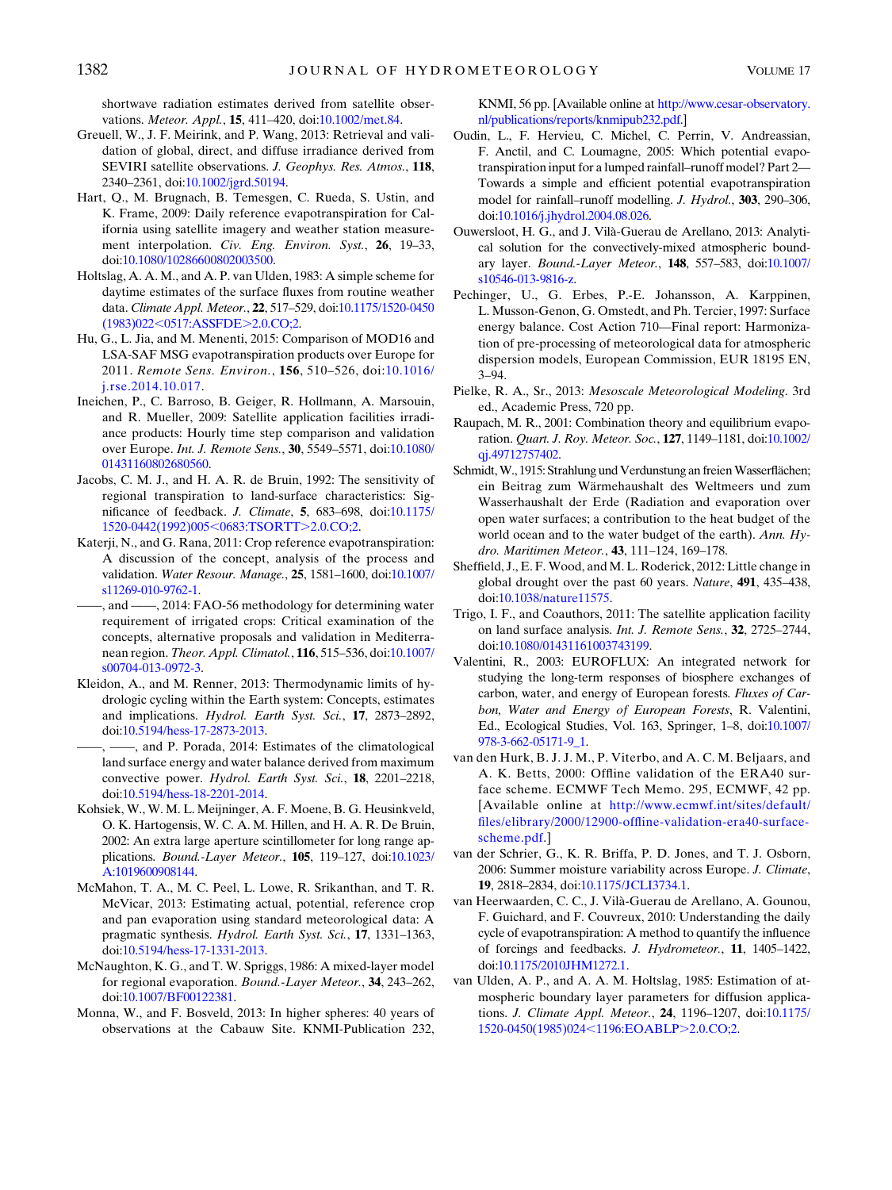shortwave radiation estimates derived from satellite observations. *Meteor. Appl.*, **15**, 411–420, doi:10.1002/met.84.

Greuell, W., J. F. Meirink, and P. Wang, 2013: Retrieval and validation of global, direct, and diffuse irradiance derived from SEVIRI satellite observations. *J. Geophys. Res. Atmos.*, **118**, 2340–2361, doi:10.1002/jgrd.50194.

Hart, Q., M. Brugnach, B. Temesgen, C. Rueda, S. Ustin, and K. Frame, 2009: Daily reference evapotranspiration for California using satellite imagery and weather station measurement interpolation. *Civ. Eng. Environ. Syst.*, **26**, 19–33, doi:10.1080/10286600802003500.

Holtslag, A. A. M., and A. P. van Ulden, 1983: A simple scheme for daytime estimates of the surface fluxes from routine weather data. *Climate Appl. Meteor.*, **22**, 517–529, doi:10.1175/1520-0450(1983)022<0517:ASSFDE>2.0.CO;2.

Hu, G., L. Jia, and M. Menenti, 2015: Comparison of MOD16 and LSA-SAF MSG evapotranspiration products over Europe for 2011. *Remote Sens. Environ.*, **156**, 510–526, doi:10.1016/j.rse.2014.10.017.

Ineichen, P., C. Barroso, B. Geiger, R. Hollmann, A. Marsouin, and R. Mueller, 2009: Satellite application facilities irradiance products: Hourly time step comparison and validation over Europe. *Int. J. Remote Sens.*, **30**, 5549–5571, doi:10.1080/01431160802680560.

Jacobs, C. M. J., and H. A. R. de Bruin, 1992: The sensitivity of regional transpiration to land-surface characteristics: Significance of feedback. *J. Climate*, **5**, 683–698, doi:10.1175/1520-0442(1992)005<0683:TSORTT>2.0.CO;2.

Katerji, N., and G. Rana, 2011: Crop reference evapotranspiration: A discussion of the concept, analysis of the process and validation. *Water Resour. Manage.*, **25**, 1581–1600, doi:10.1007/s11269-010-9762-1.

——, and ——, 2014: FAO-56 methodology for determining water requirement of irrigated crops: Critical examination of the concepts, alternative proposals and validation in Mediterranean region. *Theor. Appl. Climatol.*, **116**, 515–536, doi:10.1007/s00704-013-0972-3.

Kleidon, A., and M. Renner, 2013: Thermodynamic limits of hydrologic cycling within the Earth system: Concepts, estimates and implications. *Hydrol. Earth Syst. Sci.*, **17**, 2873–2892, doi:10.5194/hess-17-2873-2013.

——, ——, and P. Porada, 2014: Estimates of the climatological land surface energy and water balance derived from maximum convective power. *Hydrol. Earth Syst. Sci.*, **18**, 2201–2218, doi:10.5194/hess-18-2201-2014.

Kohsiek, W., W. M. L. Meijninger, A. F. Moene, B. G. Heusinkveld, O. K. Hartogensis, W. C. A. M. Hillen, and H. A. R. De Bruin, 2002: An extra large aperture scintillometer for long range applications. *Bound.-Layer Meteor.*, **105**, 119–127, doi:10.1023/A:1019600908144.

McMahon, T. A., M. C. Peel, L. Lowe, R. Srikanthan, and T. R. McVicar, 2013: Estimating actual, potential, reference crop and pan evaporation using standard meteorological data: A pragmatic synthesis. *Hydrol. Earth Syst. Sci.*, **17**, 1331–1363, doi:10.5194/hess-17-1331-2013.

McNaughton, K. G., and T. W. Spriggs, 1986: A mixed-layer model for regional evaporation. *Bound.-Layer Meteor.*, **34**, 243–262, doi:10.1007/BF00122381.

Monna, W., and F. Bosveld, 2013: In higher spheres: 40 years of observations at the Cabauw Site. KNMI-Publication 232, KNMI, 56 pp. [Available online at http://www.cesar-observatory.nl/publications/reports/knmipub232.pdf.]

Oudin, L., F. Hervieu, C. Michel, C. Perrin, V. Andreassian, F. Anctil, and C. Loumagne, 2005: Which potential evapotranspiration input for a lumped rainfall–runoff model? Part 2—Towards a simple and efficient potential evapotranspiration model for rainfall–runoff modelling. *J. Hydrol.*, **303**, 290–306, doi:10.1016/j.jhydrol.2004.08.026.

Ouwersloot, H. G., and J. Vilà-Guerau de Arellano, 2013: Analytical solution for the convectively-mixed atmospheric boundary layer. *Bound.-Layer Meteor.*, **148**, 557–583, doi:10.1007/s10546-013-9816-z.

Pechinger, U., G. Erbes, P.-E. Johansson, A. Karppinen, L. Musson-Genon, G. Omstedt, and Ph. Tercier, 1997: Surface energy balance. Cost Action 710—Final report: Harmonization of pre-processing of meteorological data for atmospheric dispersion models, European Commission, EUR 18195 EN, 3–94.

Pielke, R. A., Sr., 2013: *Mesoscale Meteorological Modeling*. 3rd ed., Academic Press, 720 pp.

Raupach, M. R., 2001: Combination theory and equilibrium evaporation. *Quart. J. Roy. Meteor. Soc.*, **127**, 1149–1181, doi:10.1002/qj.49712757402.

Schmidt, W., 1915: Strahlung und Verdunstung an freien Wasserflächen; ein Beitrag zum Wärmehaushalt des Weltmeers und zum Wasserhaushalt der Erde (Radiation and evaporation over open water surfaces; a contribution to the heat budget of the world ocean and to the water budget of the earth). *Ann. Hydro. Maritimen Meteor.*, **43**, 111–124, 169–178.

Sheffield, J., E. F. Wood, and M. L. Roderick, 2012: Little change in global drought over the past 60 years. *Nature*, **491**, 435–438, doi:10.1038/nature11575.

Trigo, I. F., and Coauthors, 2011: The satellite application facility on land surface analysis. *Int. J. Remote Sens.*, **32**, 2725–2744, doi:10.1080/01431161003743199.

Valentini, R., 2003: EUROFLUX: An integrated network for studying the long-term responses of biosphere exchanges of carbon, water, and energy of European forests. *Fluxes of Carbon, Water and Energy of European Forests*, R. Valentini, Ed., Ecological Studies, Vol. 163, Springer, 1–8, doi:10.1007/978-3-662-05171-9_1.

van den Hurk, B. J. J. M., P. Viterbo, and A. C. M. Beljaars, and A. K. Betts, 2000: Offline validation of the ERA40 surface scheme. ECMWF Tech Memo. 295, ECMWF, 42 pp. [Available online at http://www.ecmwf.int/sites/default/files/elibrary/2000/12900-offline-validation-era40-surface-scheme.pdf.]

van der Schrier, G., K. R. Briffa, P. D. Jones, and T. J. Osborn, 2006: Summer moisture variability across Europe. *J. Climate*, **19**, 2818–2834, doi:10.1175/JCLI3734.1.

van Heerwaarden, C. C., J. Vilà-Guerau de Arellano, A. Gounou, F. Guichard, and F. Couvreux, 2010: Understanding the daily cycle of evapotranspiration: A method to quantify the influence of forcings and feedbacks. *J. Hydrometeor.*, **11**, 1405–1422, doi:10.1175/2010JHM1272.1.

van Ulden, A. P., and A. A. M. Holtslag, 1985: Estimation of atmospheric boundary layer parameters for diffusion applications. *J. Climate Appl. Meteor.*, **24**, 1196–1207, doi:10.1175/1520-0450(1985)024<1196:EOABLP>2.0.CO;2.